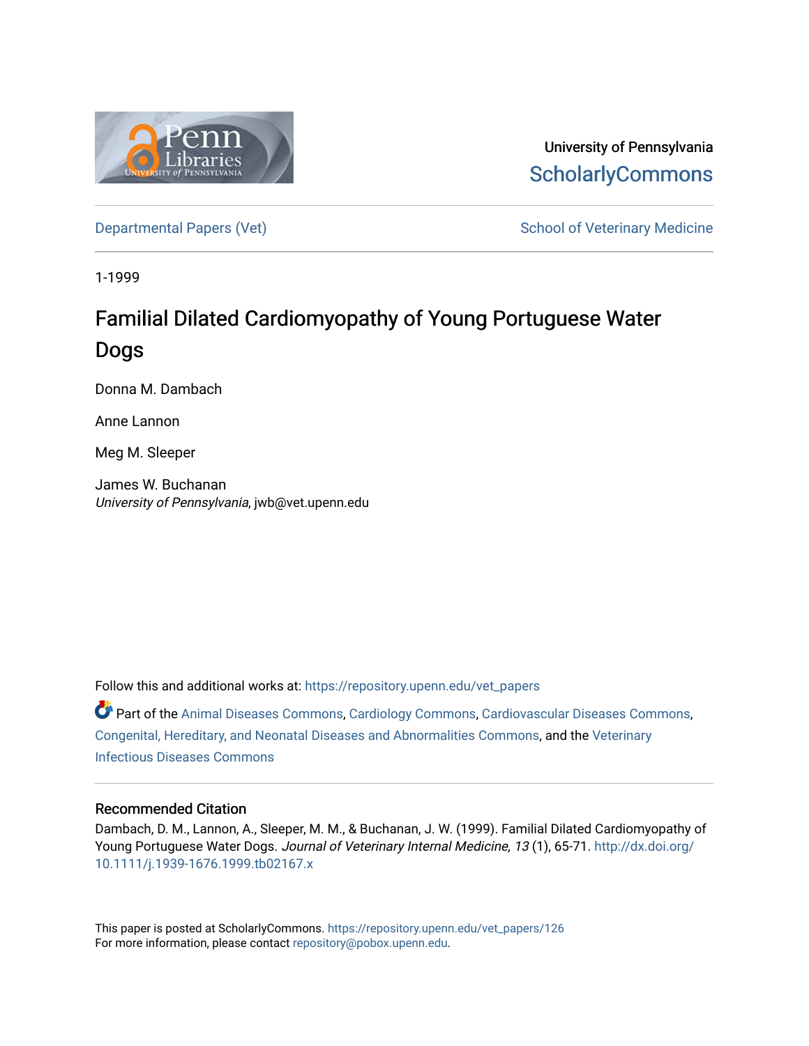University of Pennsylvania
ScholarlyCommons

Departmental Papers (Vet) | School of Veterinary Medicine

1-1999

# Familial Dilated Cardiomyopathy of Young Portuguese Water Dogs

Donna M. Dambach

Anne Lannon

Meg M. Sleeper

James W. Buchanan
*University of Pennsylvania*, jwb@vet.upenn.edu

Follow this and additional works at: https://repository.upenn.edu/vet_papers

Part of the Animal Diseases Commons, Cardiology Commons, Cardiovascular Diseases Commons, Congenital, Hereditary, and Neonatal Diseases and Abnormalities Commons, and the Veterinary Infectious Diseases Commons

## Recommended Citation

Dambach, D. M., Lannon, A., Sleeper, M. M., & Buchanan, J. W. (1999). Familial Dilated Cardiomyopathy of Young Portuguese Water Dogs. *Journal of Veterinary Internal Medicine, 13* (1), 65-71. http://dx.doi.org/10.1111/j.1939-1676.1999.tb02167.x

This paper is posted at ScholarlyCommons. https://repository.upenn.edu/vet_papers/126
For more information, please contact repository@pobox.upenn.edu.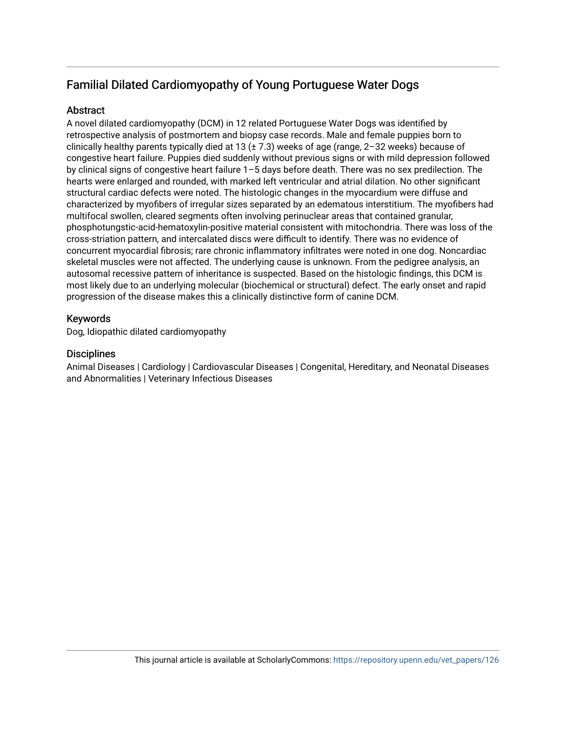## Familial Dilated Cardiomyopathy of Young Portuguese Water Dogs

### Abstract

A novel dilated cardiomyopathy (DCM) in 12 related Portuguese Water Dogs was identified by retrospective analysis of postmortem and biopsy case records. Male and female puppies born to clinically healthy parents typically died at 13 (± 7.3) weeks of age (range, 2–32 weeks) because of congestive heart failure. Puppies died suddenly without previous signs or with mild depression followed by clinical signs of congestive heart failure 1–5 days before death. There was no sex predilection. The hearts were enlarged and rounded, with marked left ventricular and atrial dilation. No other significant structural cardiac defects were noted. The histologic changes in the myocardium were diffuse and characterized by myofibers of irregular sizes separated by an edematous interstitium. The myofibers had multifocal swollen, cleared segments often involving perinuclear areas that contained granular, phosphotungstic-acid-hematoxylin-positive material consistent with mitochondria. There was loss of the cross-striation pattern, and intercalated discs were difficult to identify. There was no evidence of concurrent myocardial fibrosis; rare chronic inflammatory infiltrates were noted in one dog. Noncardiac skeletal muscles were not affected. The underlying cause is unknown. From the pedigree analysis, an autosomal recessive pattern of inheritance is suspected. Based on the histologic findings, this DCM is most likely due to an underlying molecular (biochemical or structural) defect. The early onset and rapid progression of the disease makes this a clinically distinctive form of canine DCM.

### Keywords

Dog, Idiopathic dilated cardiomyopathy

### Disciplines

Animal Diseases | Cardiology | Cardiovascular Diseases | Congenital, Hereditary, and Neonatal Diseases and Abnormalities | Veterinary Infectious Diseases

This journal article is available at ScholarlyCommons: https://repository.upenn.edu/vet_papers/126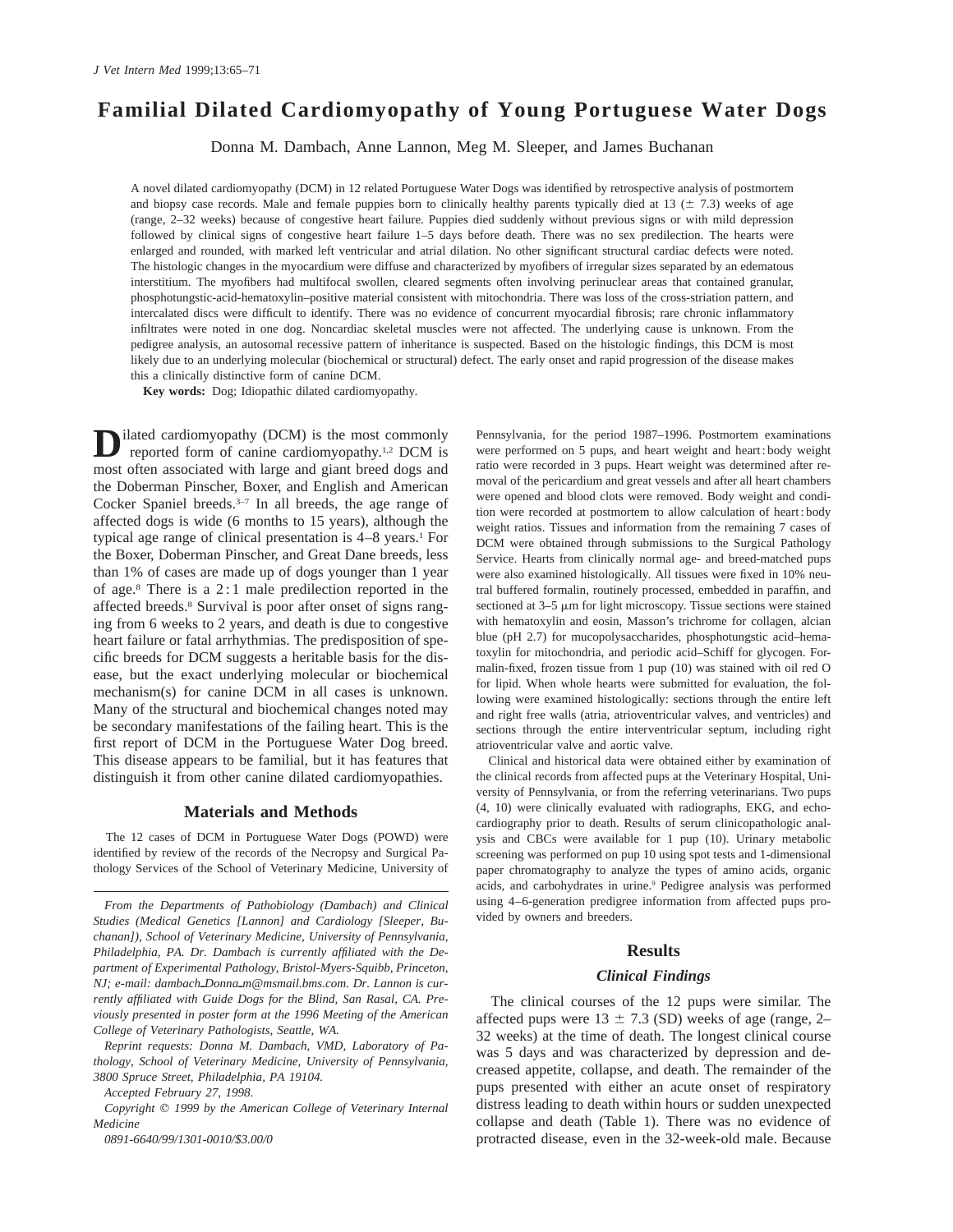# Familial Dilated Cardiomyopathy of Young Portuguese Water Dogs

Donna M. Dambach, Anne Lannon, Meg M. Sleeper, and James Buchanan

A novel dilated cardiomyopathy (DCM) in 12 related Portuguese Water Dogs was identified by retrospective analysis of postmortem and biopsy case records. Male and female puppies born to clinically healthy parents typically died at 13 (± 7.3) weeks of age (range, 2–32 weeks) because of congestive heart failure. Puppies died suddenly without previous signs or with mild depression followed by clinical signs of congestive heart failure 1–5 days before death. There was no sex predilection. The hearts were enlarged and rounded, with marked left ventricular and atrial dilation. No other significant structural cardiac defects were noted. The histologic changes in the myocardium were diffuse and characterized by myofibers of irregular sizes separated by an edematous interstitium. The myofibers had multifocal swollen, cleared segments often involving perinuclear areas that contained granular, phosphotungstic-acid-hematoxylin–positive material consistent with mitochondria. There was loss of the cross-striation pattern, and intercalated discs were difficult to identify. There was no evidence of concurrent myocardial fibrosis; rare chronic inflammatory infiltrates were noted in one dog. Noncardiac skeletal muscles were not affected. The underlying cause is unknown. From the pedigree analysis, an autosomal recessive pattern of inheritance is suspected. Based on the histologic findings, this DCM is most likely due to an underlying molecular (biochemical or structural) defect. The early onset and rapid progression of the disease makes this a clinically distinctive form of canine DCM.

**Key words:** Dog; Idiopathic dilated cardiomyopathy.

Dilated cardiomyopathy (DCM) is the most commonly reported form of canine cardiomyopathy.[1,2] DCM is most often associated with large and giant breed dogs and the Doberman Pinscher, Boxer, and English and American Cocker Spaniel breeds.[3–7] In all breeds, the age range of affected dogs is wide (6 months to 15 years), although the typical age range of clinical presentation is 4–8 years.[1] For the Boxer, Doberman Pinscher, and Great Dane breeds, less than 1% of cases are made up of dogs younger than 1 year of age.[8] There is a 2 : 1 male predilection reported in the affected breeds.[8] Survival is poor after onset of signs ranging from 6 weeks to 2 years, and death is due to congestive heart failure or fatal arrhythmias. The predisposition of specific breeds for DCM suggests a heritable basis for the disease, but the exact underlying molecular or biochemical mechanism(s) for canine DCM in all cases is unknown. Many of the structural and biochemical changes noted may be secondary manifestations of the failing heart. This is the first report of DCM in the Portuguese Water Dog breed. This disease appears to be familial, but it has features that distinguish it from other canine dilated cardiomyopathies.

## Materials and Methods

The 12 cases of DCM in Portuguese Water Dogs (POWD) were identified by review of the records of the Necropsy and Surgical Pathology Services of the School of Veterinary Medicine, University of Pennsylvania, for the period 1987–1996. Postmortem examinations were performed on 5 pups, and heart weight and heart : body weight ratio were recorded in 3 pups. Heart weight was determined after removal of the pericardium and great vessels and after all heart chambers were opened and blood clots were removed. Body weight and condition were recorded at postmortem to allow calculation of heart : body weight ratios. Tissues and information from the remaining 7 cases of DCM were obtained through submissions to the Surgical Pathology Service. Hearts from clinically normal age- and breed-matched pups were also examined histologically. All tissues were fixed in 10% neutral buffered formalin, routinely processed, embedded in paraffin, and sectioned at 3–5 μm for light microscopy. Tissue sections were stained with hematoxylin and eosin, Masson's trichrome for collagen, alcian blue (pH 2.7) for mucopolysaccharides, phosphotungstic acid–hematoxylin for mitochondria, and periodic acid–Schiff for glycogen. Formalin-fixed, frozen tissue from 1 pup (10) was stained with oil red O for lipid. When whole hearts were submitted for evaluation, the following were examined histologically: sections through the entire left and right free walls (atria, atrioventricular valves, and ventricles) and sections through the entire interventricular septum, including right atrioventricular valve and aortic valve.

Clinical and historical data were obtained either by examination of the clinical records from affected pups at the Veterinary Hospital, University of Pennsylvania, or from the referring veterinarians. Two pups (4, 10) were clinically evaluated with radiographs, EKG, and echocardiography prior to death. Results of serum clinicopathologic analysis and CBCs were available for 1 pup (10). Urinary metabolic screening was performed on pup 10 using spot tests and 1-dimensional paper chromatography to analyze the types of amino acids, organic acids, and carbohydrates in urine.[9] Pedigree analysis was performed using 4–6-generation predigree information from affected pups provided by owners and breeders.

*From the Departments of Pathobiology (Dambach) and Clinical Studies (Medical Genetics [Lannon] and Cardiology [Sleeper, Buchanan]), School of Veterinary Medicine, University of Pennsylvania, Philadelphia, PA. Dr. Dambach is currently affiliated with the Department of Experimental Pathology, Bristol-Myers-Squibb, Princeton, NJ; e-mail: dambach_Donna_m@msmail.bms.com. Dr. Lannon is currently affiliated with Guide Dogs for the Blind, San Rasal, CA. Previously presented in poster form at the 1996 Meeting of the American College of Veterinary Pathologists, Seattle, WA.*

*Reprint requests: Donna M. Dambach, VMD, Laboratory of Pathology, School of Veterinary Medicine, University of Pennsylvania, 3800 Spruce Street, Philadelphia, PA 19104.*

*Accepted February 27, 1998.*

*Copyright © 1999 by the American College of Veterinary Internal Medicine*

*0891-6640/99/1301-0010/$3.00/0*

## Results

### Clinical Findings

The clinical courses of the 12 pups were similar. The affected pups were 13 ± 7.3 (SD) weeks of age (range, 2–32 weeks) at the time of death. The longest clinical course was 5 days and was characterized by depression and decreased appetite, collapse, and death. The remainder of the pups presented with either an acute onset of respiratory distress leading to death within hours or sudden unexpected collapse and death (Table 1). There was no evidence of protracted disease, even in the 32-week-old male. Because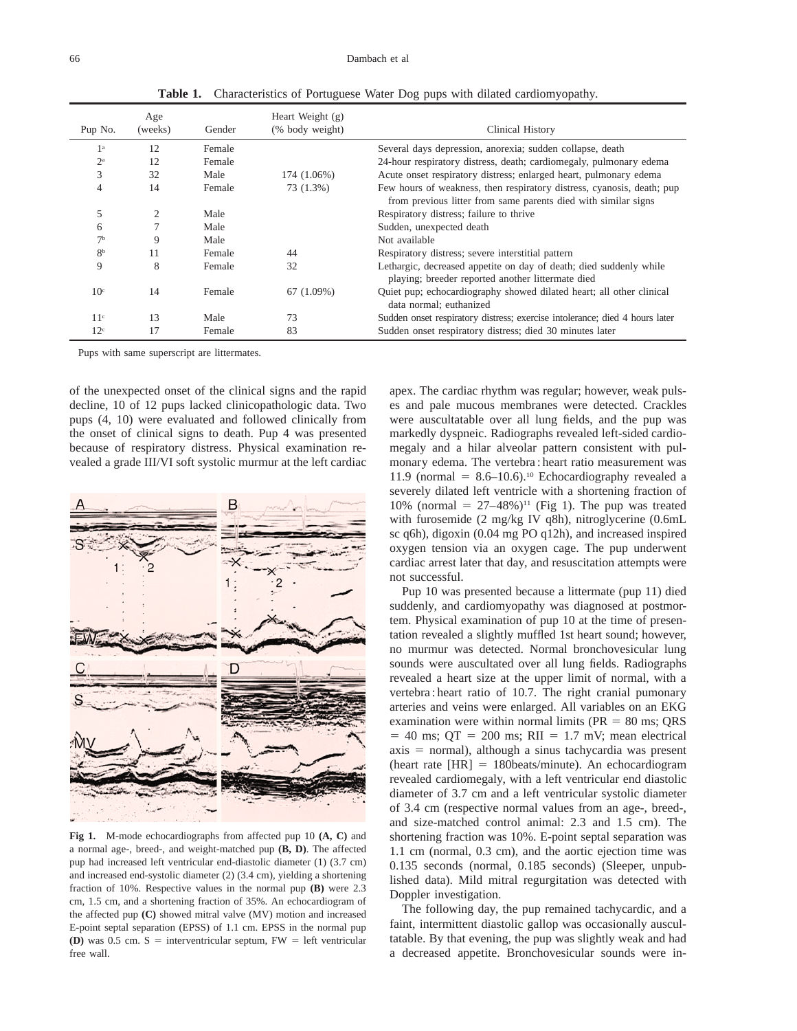**Table 1.** Characteristics of Portuguese Water Dog pups with dilated cardiomyopathy.

| Pup No. | Age (weeks) | Gender | Heart Weight (g) (% body weight) | Clinical History |
|---|---|---|---|---|
| 1[a] | 12 | Female | | Several days depression, anorexia; sudden collapse, death |
| 2[a] | 12 | Female | | 24-hour respiratory distress, death; cardiomegaly, pulmonary edema |
| 3 | 32 | Male | 174 (1.06%) | Acute onset respiratory distress; enlarged heart, pulmonary edema |
| 4 | 14 | Female | 73 (1.3%) | Few hours of weakness, then respiratory distress, cyanosis, death; pup from previous litter from same parents died with similar signs |
| 5 | 2 | Male | | Respiratory distress; failure to thrive |
| 6 | 7 | Male | | Sudden, unexpected death |
| 7[b] | 9 | Male | | Not available |
| 8[b] | 11 | Female | 44 | Respiratory distress; severe interstitial pattern |
| 9 | 8 | Female | 32 | Lethargic, decreased appetite on day of death; died suddenly while playing; breeder reported another littermate died |
| 10[c] | 14 | Female | 67 (1.09%) | Quiet pup; echocardiography showed dilated heart; all other clinical data normal; euthanized |
| 11[c] | 13 | Male | 73 | Sudden onset respiratory distress; exercise intolerance; died 4 hours later |
| 12[c] | 17 | Female | 83 | Sudden onset respiratory distress; died 30 minutes later |

Pups with same superscript are littermates.

of the unexpected onset of the clinical signs and the rapid decline, 10 of 12 pups lacked clinicopathologic data. Two pups (4, 10) were evaluated and followed clinically from the onset of clinical signs to death. Pup 4 was presented because of respiratory distress. Physical examination revealed a grade III/VI soft systolic murmur at the left cardiac apex. The cardiac rhythm was regular; however, weak pulses and pale mucous membranes were detected. Crackles were auscultatable over all lung fields, and the pup was markedly dyspneic. Radiographs revealed left-sided cardiomegaly and a hilar alveolar pattern consistent with pulmonary edema. The vertebra : heart ratio measurement was 11.9 (normal = 8.6–10.6).[10] Echocardiography revealed a severely dilated left ventricle with a shortening fraction of 10% (normal = 27–48%)[11] (Fig 1). The pup was treated with furosemide (2 mg/kg IV q8h), nitroglycerine (0.6mL sc q6h), digoxin (0.04 mg PO q12h), and increased inspired oxygen tension via an oxygen cage. The pup underwent cardiac arrest later that day, and resuscitation attempts were not successful.

**Fig 1.** M-mode echocardiographs from affected pup 10 **(A, C)** and a normal age-, breed-, and weight-matched pup **(B, D)**. The affected pup had increased left ventricular end-diastolic diameter (1) (3.7 cm) and increased end-systolic diameter (2) (3.4 cm), yielding a shortening fraction of 10%. Respective values in the normal pup **(B)** were 2.3 cm, 1.5 cm, and a shortening fraction of 35%. An echocardiogram of the affected pup **(C)** showed mitral valve (MV) motion and increased E-point septal separation (EPSS) of 1.1 cm. EPSS in the normal pup **(D)** was 0.5 cm. S = interventricular septum, FW = left ventricular free wall.

Pup 10 was presented because a littermate (pup 11) died suddenly, and cardiomyopathy was diagnosed at postmortem. Physical examination of pup 10 at the time of presentation revealed a slightly muffled 1st heart sound; however, no murmur was detected. Normal bronchovesicular lung sounds were auscultated over all lung fields. Radiographs revealed a heart size at the upper limit of normal, with a vertebra : heart ratio of 10.7. The right cranial pumonary arteries and veins were enlarged. All variables on an EKG examination were within normal limits (PR = 80 ms; QRS = 40 ms; QT = 200 ms; RII = 1.7 mV; mean electrical axis = normal), although a sinus tachycardia was present (heart rate [HR] = 180beats/minute). An echocardiogram revealed cardiomegaly, with a left ventricular end diastolic diameter of 3.7 cm and a left ventricular systolic diameter of 3.4 cm (respective normal values from an age-, breed-, and size-matched control animal: 2.3 and 1.5 cm). The shortening fraction was 10%. E-point septal separation was 1.1 cm (normal, 0.3 cm), and the aortic ejection time was 0.135 seconds (normal, 0.185 seconds) (Sleeper, unpublished data). Mild mitral regurgitation was detected with Doppler investigation.

The following day, the pup remained tachycardic, and a faint, intermittent diastolic gallop was occasionally auscultatable. By that evening, the pup was slightly weak and had a decreased appetite. Bronchovesicular sounds were in-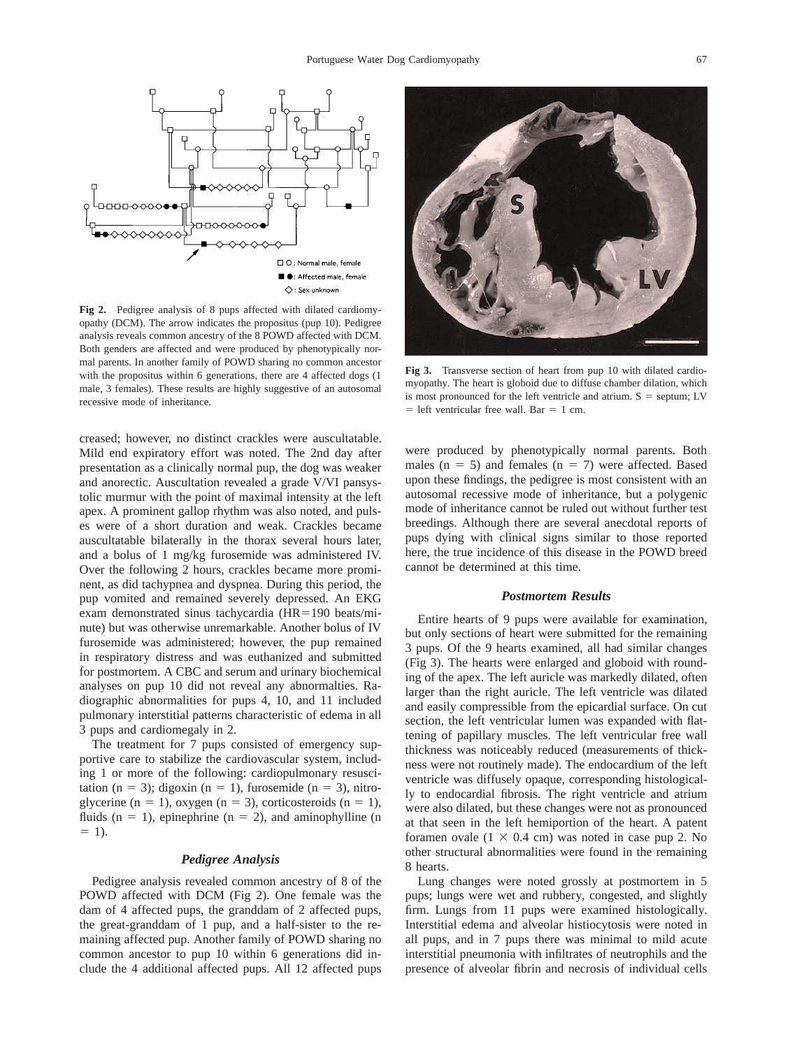**Fig 2.** Pedigree analysis of 8 pups affected with dilated cardiomyopathy (DCM). The arrow indicates the propositus (pup 10). Pedigree analysis reveals common ancestry of the 8 POWD affected with DCM. Both genders are affected and were produced by phenotypically normal parents. In another family of POWD sharing no common ancestor with the propositus within 6 generations, there are 4 affected dogs (1 male, 3 females). These results are highly suggestive of an autosomal recessive mode of inheritance.

**Fig 3.** Transverse section of heart from pup 10 with dilated cardiomyopathy. The heart is globoid due to diffuse chamber dilation, which is most pronounced for the left ventricle and atrium. S = septum; LV = left ventricular free wall. Bar = 1 cm.

creased; however, no distinct crackles were auscultatable. Mild end expiratory effort was noted. The 2nd day after presentation as a clinically normal pup, the dog was weaker and anorectic. Auscultation revealed a grade V/VI pansystolic murmur with the point of maximal intensity at the left apex. A prominent gallop rhythm was also noted, and pulses were of a short duration and weak. Crackles became auscultatable bilaterally in the thorax several hours later, and a bolus of 1 mg/kg furosemide was administered IV. Over the following 2 hours, crackles became more prominent, as did tachypnea and dyspnea. During this period, the pup vomited and remained severely depressed. An EKG exam demonstrated sinus tachycardia (HR=190 beats/minute) but was otherwise unremarkable. Another bolus of IV furosemide was administered; however, the pup remained in respiratory distress and was euthanized and submitted for postmortem. A CBC and serum and urinary biochemical analyses on pup 10 did not reveal any abnormalties. Radiographic abnormalities for pups 4, 10, and 11 included pulmonary interstitial patterns characteristic of edema in all 3 pups and cardiomegaly in 2.

The treatment for 7 pups consisted of emergency supportive care to stabilize the cardiovascular system, including 1 or more of the following: cardiopulmonary resuscitation (n = 3); digoxin (n = 1), furosemide (n = 3), nitroglycerine (n = 1), oxygen (n = 3), corticosteroids (n = 1), fluids (n = 1), epinephrine (n = 2), and aminophylline (n = 1).

### Pedigree Analysis

Pedigree analysis revealed common ancestry of 8 of the POWD affected with DCM (Fig 2). One female was the dam of 4 affected pups, the granddam of 2 affected pups, the great-granddam of 1 pup, and a half-sister to the remaining affected pup. Another family of POWD sharing no common ancestor to pup 10 within 6 generations did include the 4 additional affected pups. All 12 affected pups were produced by phenotypically normal parents. Both males (n = 5) and females (n = 7) were affected. Based upon these findings, the pedigree is most consistent with an autosomal recessive mode of inheritance, but a polygenic mode of inheritance cannot be ruled out without further test breedings. Although there are several anecdotal reports of pups dying with clinical signs similar to those reported here, the true incidence of this disease in the POWD breed cannot be determined at this time.

### Postmortem Results

Entire hearts of 9 pups were available for examination, but only sections of heart were submitted for the remaining 3 pups. Of the 9 hearts examined, all had similar changes (Fig 3). The hearts were enlarged and globoid with rounding of the apex. The left auricle was markedly dilated, often larger than the right auricle. The left ventricle was dilated and easily compressible from the epicardial surface. On cut section, the left ventricular lumen was expanded with flattening of papillary muscles. The left ventricular free wall thickness was noticeably reduced (measurements of thickness were not routinely made). The endocardium of the left ventricle was diffusely opaque, corresponding histologically to endocardial fibrosis. The right ventricle and atrium were also dilated, but these changes were not as pronounced at that seen in the left hemiportion of the heart. A patent foramen ovale ($1 \times 0.4$ cm) was noted in case pup 2. No other structural abnormalities were found in the remaining 8 hearts.

Lung changes were noted grossly at postmortem in 5 pups; lungs were wet and rubbery, congested, and slightly firm. Lungs from 11 pups were examined histologically. Interstitial edema and alveolar histiocytosis were noted in all pups, and in 7 pups there was minimal to mild acute interstitial pneumonia with infiltrates of neutrophils and the presence of alveolar fibrin and necrosis of individual cells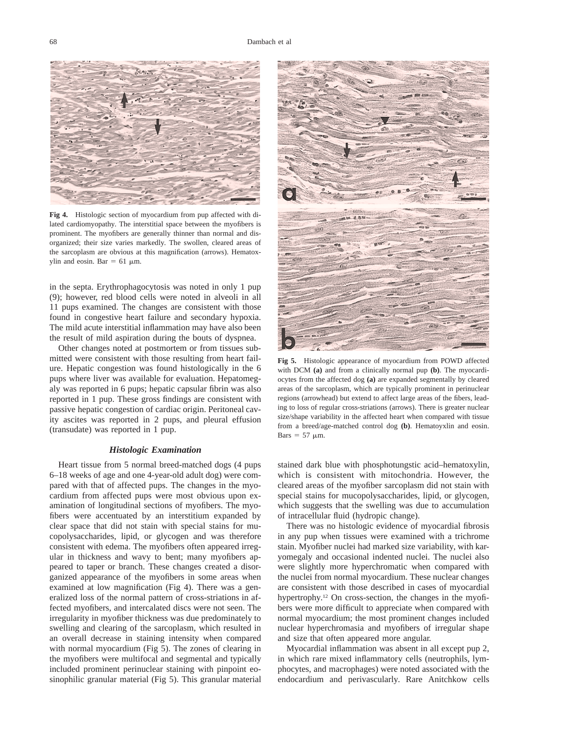**Fig 4.** Histologic section of myocardium from pup affected with dilated cardiomyopathy. The interstitial space between the myofibers is prominent. The myofibers are generally thinner than normal and disorganized; their size varies markedly. The swollen, cleared areas of the sarcoplasm are obvious at this magnification (arrows). Hematoxylin and eosin. Bar = 61 μm.

**Fig 5.** Histologic appearance of myocardium from POWD affected with DCM **(a)** and from a clinically normal pup **(b)**. The myocardiocytes from the affected dog **(a)** are expanded segmentally by cleared areas of the sarcoplasm, which are typically prominent in perinuclear regions (arrowhead) but extend to affect large areas of the fibers, leading to loss of regular cross-striations (arrows). There is greater nuclear size/shape variability in the affected heart when compared with tissue from a breed/age-matched control dog **(b)**. Hematoyxlin and eosin. Bars = 57 μm.

in the septa. Erythrophagocytosis was noted in only 1 pup (9); however, red blood cells were noted in alveoli in all 11 pups examined. The changes are consistent with those found in congestive heart failure and secondary hypoxia. The mild acute interstitial inflammation may have also been the result of mild aspiration during the bouts of dyspnea.

Other changes noted at postmortem or from tissues submitted were consistent with those resulting from heart failure. Hepatic congestion was found histologically in the 6 pups where liver was available for evaluation. Hepatomegaly was reported in 6 pups; hepatic capsular fibrin was also reported in 1 pup. These gross findings are consistent with passive hepatic congestion of cardiac origin. Peritoneal cavity ascites was reported in 2 pups, and pleural effusion (transudate) was reported in 1 pup.

### *Histologic Examination*

Heart tissue from 5 normal breed-matched dogs (4 pups 6–18 weeks of age and one 4-year-old adult dog) were compared with that of affected pups. The changes in the myocardium from affected pups were most obvious upon examination of longitudinal sections of myofibers. The myofibers were accentuated by an interstitium expanded by clear space that did not stain with special stains for mucopolysaccharides, lipid, or glycogen and was therefore consistent with edema. The myofibers often appeared irregular in thickness and wavy to bent; many myofibers appeared to taper or branch. These changes created a disorganized appearance of the myofibers in some areas when examined at low magnification (Fig 4). There was a generalized loss of the normal pattern of cross-striations in affected myofibers, and intercalated discs were not seen. The irregularity in myofiber thickness was due predominately to swelling and clearing of the sarcoplasm, which resulted in an overall decrease in staining intensity when compared with normal myocardium (Fig 5). The zones of clearing in the myofibers were multifocal and segmental and typically included prominent perinuclear staining with pinpoint eosinophilic granular material (Fig 5). This granular material stained dark blue with phosphotungstic acid–hematoxylin, which is consistent with mitochondria. However, the cleared areas of the myofiber sarcoplasm did not stain with special stains for mucopolysaccharides, lipid, or glycogen, which suggests that the swelling was due to accumulation of intracellular fluid (hydropic change).

There was no histologic evidence of myocardial fibrosis in any pup when tissues were examined with a trichrome stain. Myofiber nuclei had marked size variability, with karyomegaly and occasional indented nuclei. The nuclei also were slightly more hyperchromatic when compared with the nuclei from normal myocardium. These nuclear changes are consistent with those described in cases of myocardial hypertrophy.[12] On cross-section, the changes in the myofibers were more difficult to appreciate when compared with normal myocardium; the most prominent changes included nuclear hyperchromasia and myofibers of irregular shape and size that often appeared more angular.

Myocardial inflammation was absent in all except pup 2, in which rare mixed inflammatory cells (neutrophils, lymphocytes, and macrophages) were noted associated with the endocardium and perivascularly. Rare Anitchkow cells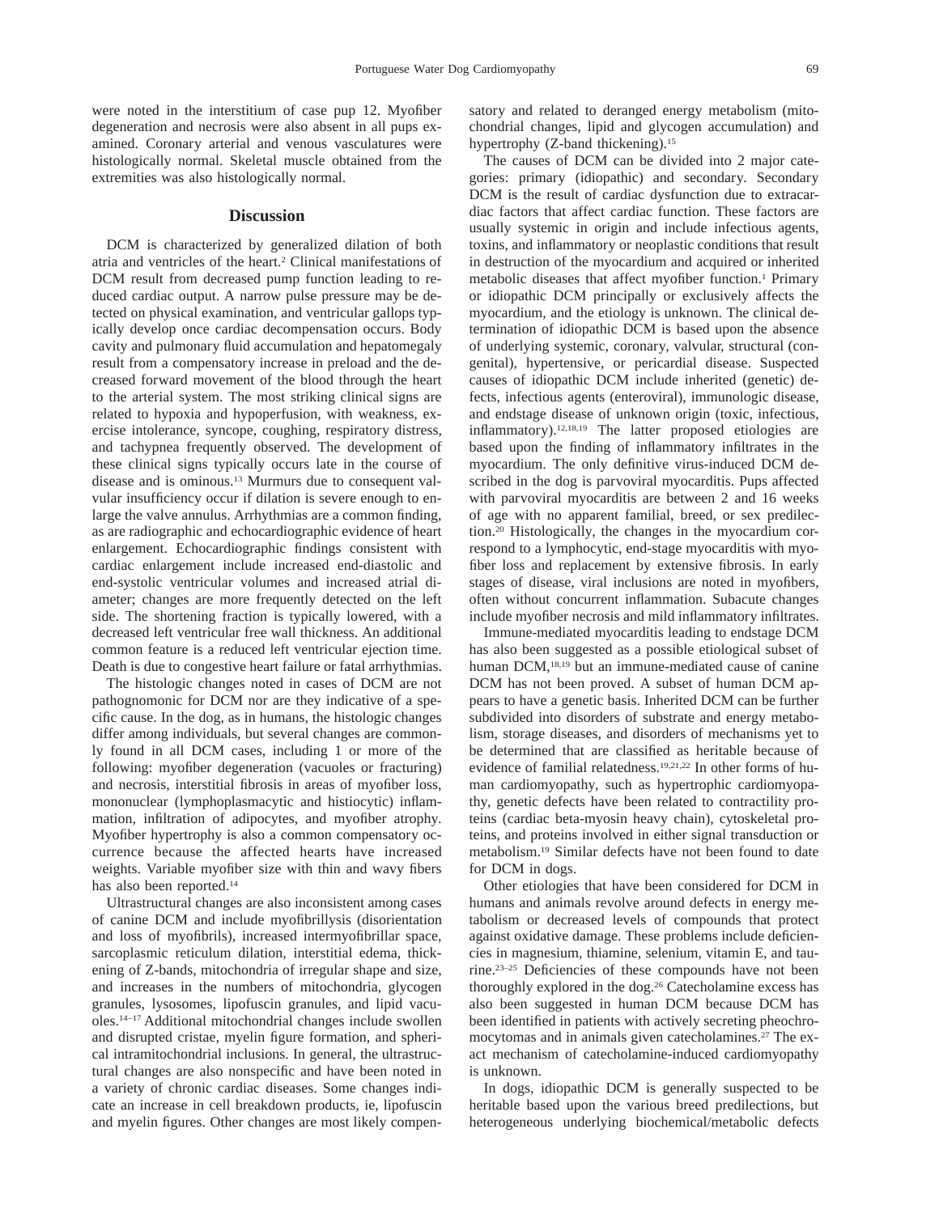were noted in the interstitium of case pup 12. Myofiber degeneration and necrosis were also absent in all pups examined. Coronary arterial and venous vasculatures were histologically normal. Skeletal muscle obtained from the extremities was also histologically normal.

## Discussion

DCM is characterized by generalized dilation of both atria and ventricles of the heart.[2] Clinical manifestations of DCM result from decreased pump function leading to reduced cardiac output. A narrow pulse pressure may be detected on physical examination, and ventricular gallops typically develop once cardiac decompensation occurs. Body cavity and pulmonary fluid accumulation and hepatomegaly result from a compensatory increase in preload and the decreased forward movement of the blood through the heart to the arterial system. The most striking clinical signs are related to hypoxia and hypoperfusion, with weakness, exercise intolerance, syncope, coughing, respiratory distress, and tachypnea frequently observed. The development of these clinical signs typically occurs late in the course of disease and is ominous.[13] Murmurs due to consequent valvular insufficiency occur if dilation is severe enough to enlarge the valve annulus. Arrhythmias are a common finding, as are radiographic and echocardiographic evidence of heart enlargement. Echocardiographic findings consistent with cardiac enlargement include increased end-diastolic and end-systolic ventricular volumes and increased atrial diameter; changes are more frequently detected on the left side. The shortening fraction is typically lowered, with a decreased left ventricular free wall thickness. An additional common feature is a reduced left ventricular ejection time. Death is due to congestive heart failure or fatal arrhythmias.

The histologic changes noted in cases of DCM are not pathognomonic for DCM nor are they indicative of a specific cause. In the dog, as in humans, the histologic changes differ among individuals, but several changes are commonly found in all DCM cases, including 1 or more of the following: myofiber degeneration (vacuoles or fracturing) and necrosis, interstitial fibrosis in areas of myofiber loss, mononuclear (lymphoplasmacytic and histiocytic) inflammation, infiltration of adipocytes, and myofiber atrophy. Myofiber hypertrophy is also a common compensatory occurrence because the affected hearts have increased weights. Variable myofiber size with thin and wavy fibers has also been reported.[14]

Ultrastructural changes are also inconsistent among cases of canine DCM and include myofibrillysis (disorientation and loss of myofibrils), increased intermyofibrillar space, sarcoplasmic reticulum dilation, interstitial edema, thickening of Z-bands, mitochondria of irregular shape and size, and increases in the numbers of mitochondria, glycogen granules, lysosomes, lipofuscin granules, and lipid vacuoles.[14–17] Additional mitochondrial changes include swollen and disrupted cristae, myelin figure formation, and spherical intramitochondrial inclusions. In general, the ultrastructural changes are also nonspecific and have been noted in a variety of chronic cardiac diseases. Some changes indicate an increase in cell breakdown products, ie, lipofuscin and myelin figures. Other changes are most likely compensatory and related to deranged energy metabolism (mitochondrial changes, lipid and glycogen accumulation) and hypertrophy (Z-band thickening).[15]

The causes of DCM can be divided into 2 major categories: primary (idiopathic) and secondary. Secondary DCM is the result of cardiac dysfunction due to extracardiac factors that affect cardiac function. These factors are usually systemic in origin and include infectious agents, toxins, and inflammatory or neoplastic conditions that result in destruction of the myocardium and acquired or inherited metabolic diseases that affect myofiber function.[1] Primary or idiopathic DCM principally or exclusively affects the myocardium, and the etiology is unknown. The clinical determination of idiopathic DCM is based upon the absence of underlying systemic, coronary, valvular, structural (congenital), hypertensive, or pericardial disease. Suspected causes of idiopathic DCM include inherited (genetic) defects, infectious agents (enteroviral), immunologic disease, and endstage disease of unknown origin (toxic, infectious, inflammatory).[12,18,19] The latter proposed etiologies are based upon the finding of inflammatory infiltrates in the myocardium. The only definitive virus-induced DCM described in the dog is parvoviral myocarditis. Pups affected with parvoviral myocarditis are between 2 and 16 weeks of age with no apparent familial, breed, or sex predilection.[20] Histologically, the changes in the myocardium correspond to a lymphocytic, end-stage myocarditis with myofiber loss and replacement by extensive fibrosis. In early stages of disease, viral inclusions are noted in myofibers, often without concurrent inflammation. Subacute changes include myofiber necrosis and mild inflammatory infiltrates.

Immune-mediated myocarditis leading to endstage DCM has also been suggested as a possible etiological subset of human DCM,[18,19] but an immune-mediated cause of canine DCM has not been proved. A subset of human DCM appears to have a genetic basis. Inherited DCM can be further subdivided into disorders of substrate and energy metabolism, storage diseases, and disorders of mechanisms yet to be determined that are classified as heritable because of evidence of familial relatedness.[19,21,22] In other forms of human cardiomyopathy, such as hypertrophic cardiomyopathy, genetic defects have been related to contractility proteins (cardiac beta-myosin heavy chain), cytoskeletal proteins, and proteins involved in either signal transduction or metabolism.[19] Similar defects have not been found to date for DCM in dogs.

Other etiologies that have been considered for DCM in humans and animals revolve around defects in energy metabolism or decreased levels of compounds that protect against oxidative damage. These problems include deficiencies in magnesium, thiamine, selenium, vitamin E, and taurine.[23–25] Deficiencies of these compounds have not been thoroughly explored in the dog.[26] Catecholamine excess has also been suggested in human DCM because DCM has been identified in patients with actively secreting pheochromocytomas and in animals given catecholamines.[27] The exact mechanism of catecholamine-induced cardiomyopathy is unknown.

In dogs, idiopathic DCM is generally suspected to be heritable based upon the various breed predilections, but heterogeneous underlying biochemical/metabolic defects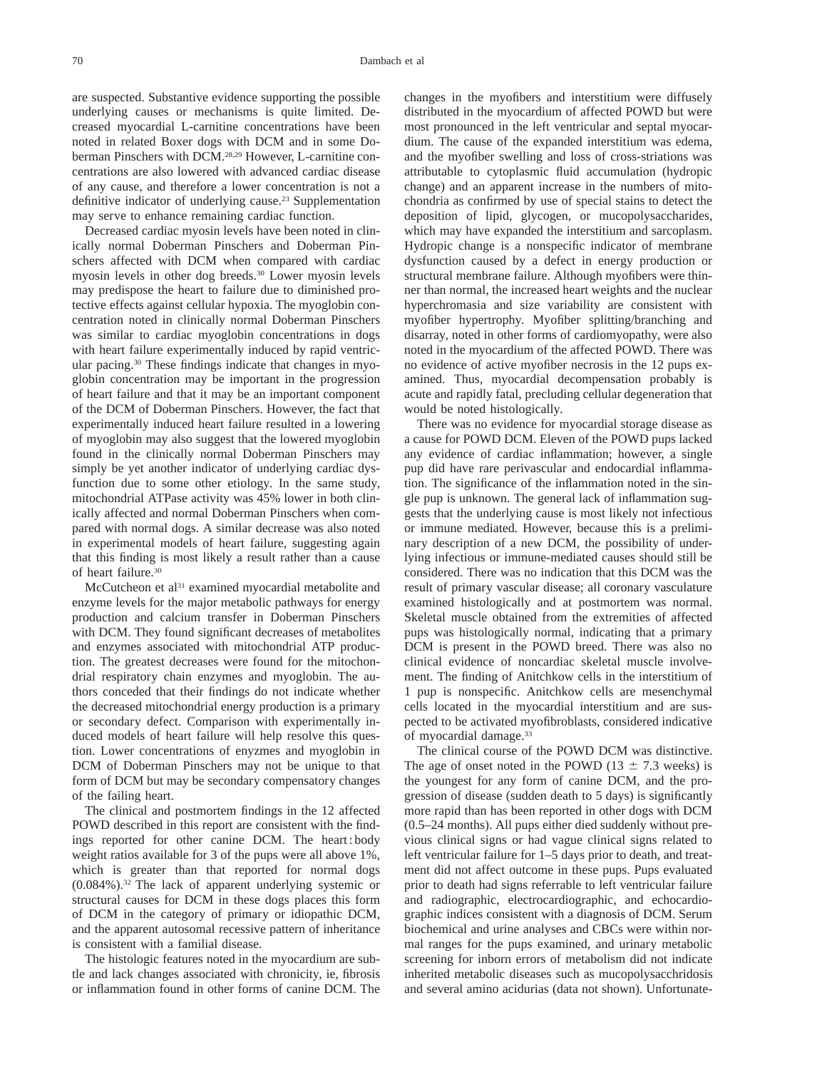are suspected. Substantive evidence supporting the possible underlying causes or mechanisms is quite limited. Decreased myocardial L-carnitine concentrations have been noted in related Boxer dogs with DCM and in some Doberman Pinschers with DCM.[28,29] However, L-carnitine concentrations are also lowered with advanced cardiac disease of any cause, and therefore a lower concentration is not a definitive indicator of underlying cause.[23] Supplementation may serve to enhance remaining cardiac function.

Decreased cardiac myosin levels have been noted in clinically normal Doberman Pinschers and Doberman Pinschers affected with DCM when compared with cardiac myosin levels in other dog breeds.[30] Lower myosin levels may predispose the heart to failure due to diminished protective effects against cellular hypoxia. The myoglobin concentration noted in clinically normal Doberman Pinschers was similar to cardiac myoglobin concentrations in dogs with heart failure experimentally induced by rapid ventricular pacing.[30] These findings indicate that changes in myoglobin concentration may be important in the progression of heart failure and that it may be an important component of the DCM of Doberman Pinschers. However, the fact that experimentally induced heart failure resulted in a lowering of myoglobin may also suggest that the lowered myoglobin found in the clinically normal Doberman Pinschers may simply be yet another indicator of underlying cardiac dysfunction due to some other etiology. In the same study, mitochondrial ATPase activity was 45% lower in both clinically affected and normal Doberman Pinschers when compared with normal dogs. A similar decrease was also noted in experimental models of heart failure, suggesting again that this finding is most likely a result rather than a cause of heart failure.[30]

McCutcheon et al[31] examined myocardial metabolite and enzyme levels for the major metabolic pathways for energy production and calcium transfer in Doberman Pinschers with DCM. They found significant decreases of metabolites and enzymes associated with mitochondrial ATP production. The greatest decreases were found for the mitochondrial respiratory chain enzymes and myoglobin. The authors conceded that their findings do not indicate whether the decreased mitochondrial energy production is a primary or secondary defect. Comparison with experimentally induced models of heart failure will help resolve this question. Lower concentrations of enyzmes and myoglobin in DCM of Doberman Pinschers may not be unique to that form of DCM but may be secondary compensatory changes of the failing heart.

The clinical and postmortem findings in the 12 affected POWD described in this report are consistent with the findings reported for other canine DCM. The heart : body weight ratios available for 3 of the pups were all above 1%, which is greater than that reported for normal dogs (0.084%).[32] The lack of apparent underlying systemic or structural causes for DCM in these dogs places this form of DCM in the category of primary or idiopathic DCM, and the apparent autosomal recessive pattern of inheritance is consistent with a familial disease.

The histologic features noted in the myocardium are subtle and lack changes associated with chronicity, ie, fibrosis or inflammation found in other forms of canine DCM. The changes in the myofibers and interstitium were diffusely distributed in the myocardium of affected POWD but were most pronounced in the left ventricular and septal myocardium. The cause of the expanded interstitium was edema, and the myofiber swelling and loss of cross-striations was attributable to cytoplasmic fluid accumulation (hydropic change) and an apparent increase in the numbers of mitochondria as confirmed by use of special stains to detect the deposition of lipid, glycogen, or mucopolysaccharides, which may have expanded the interstitium and sarcoplasm. Hydropic change is a nonspecific indicator of membrane dysfunction caused by a defect in energy production or structural membrane failure. Although myofibers were thinner than normal, the increased heart weights and the nuclear hyperchromasia and size variability are consistent with myofiber hypertrophy. Myofiber splitting/branching and disarray, noted in other forms of cardiomyopathy, were also noted in the myocardium of the affected POWD. There was no evidence of active myofiber necrosis in the 12 pups examined. Thus, myocardial decompensation probably is acute and rapidly fatal, precluding cellular degeneration that would be noted histologically.

There was no evidence for myocardial storage disease as a cause for POWD DCM. Eleven of the POWD pups lacked any evidence of cardiac inflammation; however, a single pup did have rare perivascular and endocardial inflammation. The significance of the inflammation noted in the single pup is unknown. The general lack of inflammation suggests that the underlying cause is most likely not infectious or immune mediated. However, because this is a preliminary description of a new DCM, the possibility of underlying infectious or immune-mediated causes should still be considered. There was no indication that this DCM was the result of primary vascular disease; all coronary vasculature examined histologically and at postmortem was normal. Skeletal muscle obtained from the extremities of affected pups was histologically normal, indicating that a primary DCM is present in the POWD breed. There was also no clinical evidence of noncardiac skeletal muscle involvement. The finding of Anitchkow cells in the interstitium of 1 pup is nonspecific. Anitchkow cells are mesenchymal cells located in the myocardial interstitium and are suspected to be activated myofibroblasts, considered indicative of myocardial damage.[33]

The clinical course of the POWD DCM was distinctive. The age of onset noted in the POWD ($13 \pm 7.3$ weeks) is the youngest for any form of canine DCM, and the progression of disease (sudden death to 5 days) is significantly more rapid than has been reported in other dogs with DCM (0.5–24 months). All pups either died suddenly without previous clinical signs or had vague clinical signs related to left ventricular failure for 1–5 days prior to death, and treatment did not affect outcome in these pups. Pups evaluated prior to death had signs referrable to left ventricular failure and radiographic, electrocardiographic, and echocardiographic indices consistent with a diagnosis of DCM. Serum biochemical and urine analyses and CBCs were within normal ranges for the pups examined, and urinary metabolic screening for inborn errors of metabolism did not indicate inherited metabolic diseases such as mucopolysacchridosis and several amino acidurias (data not shown). Unfortunate-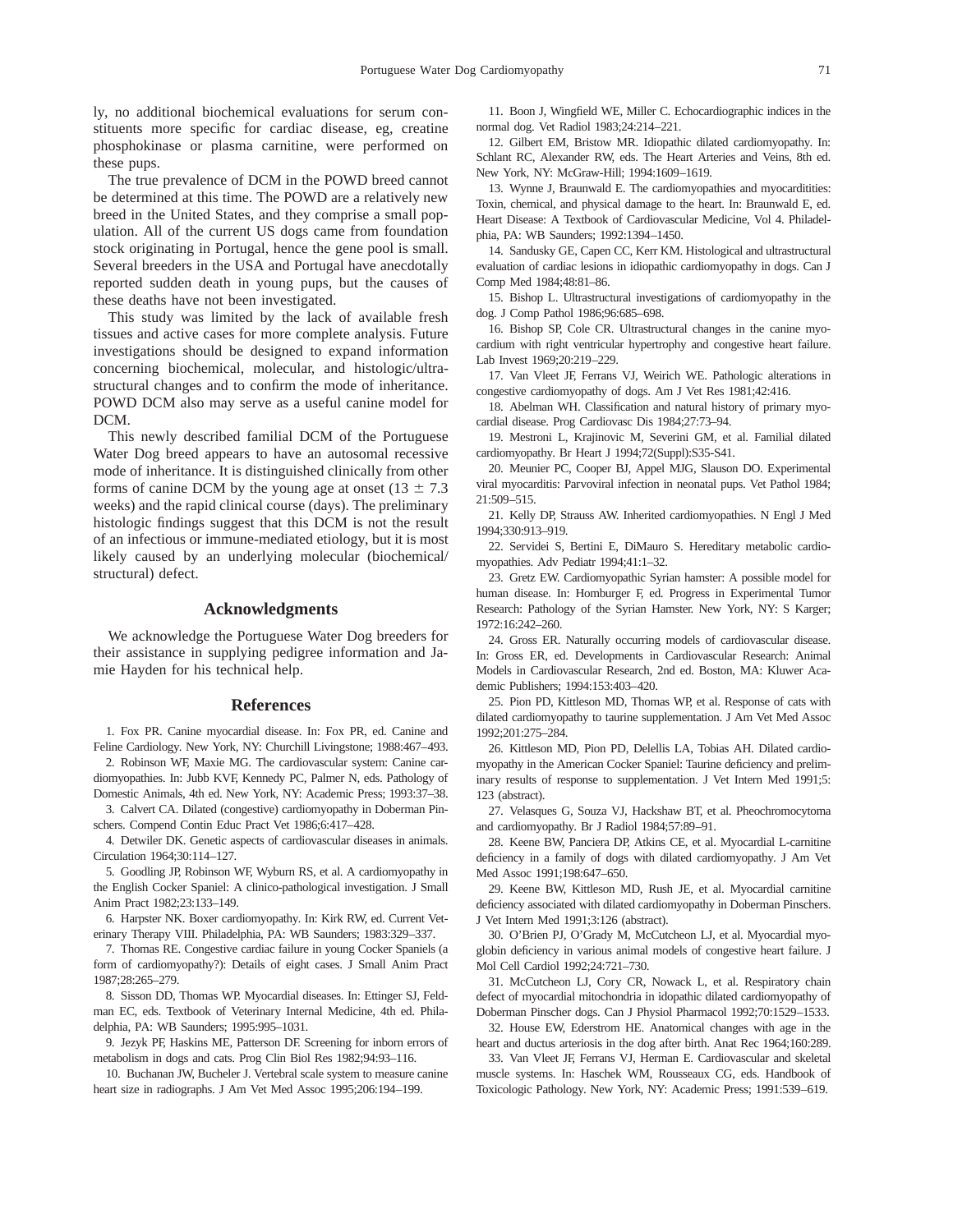ly, no additional biochemical evaluations for serum constituents more specific for cardiac disease, eg, creatine phosphokinase or plasma carnitine, were performed on these pups.

The true prevalence of DCM in the POWD breed cannot be determined at this time. The POWD are a relatively new breed in the United States, and they comprise a small population. All of the current US dogs came from foundation stock originating in Portugal, hence the gene pool is small. Several breeders in the USA and Portugal have anecdotally reported sudden death in young pups, but the causes of these deaths have not been investigated.

This study was limited by the lack of available fresh tissues and active cases for more complete analysis. Future investigations should be designed to expand information concerning biochemical, molecular, and histologic/ultrastructural changes and to confirm the mode of inheritance. POWD DCM also may serve as a useful canine model for DCM.

This newly described familial DCM of the Portuguese Water Dog breed appears to have an autosomal recessive mode of inheritance. It is distinguished clinically from other forms of canine DCM by the young age at onset ($13 \pm 7.3$ weeks) and the rapid clinical course (days). The preliminary histologic findings suggest that this DCM is not the result of an infectious or immune-mediated etiology, but it is most likely caused by an underlying molecular (biochemical/structural) defect.

## Acknowledgments

We acknowledge the Portuguese Water Dog breeders for their assistance in supplying pedigree information and Jamie Hayden for his technical help.

## References

1. Fox PR. Canine myocardial disease. In: Fox PR, ed. Canine and Feline Cardiology. New York, NY: Churchill Livingstone; 1988:467–493.
2. Robinson WF, Maxie MG. The cardiovascular system: Canine cardiomyopathies. In: Jubb KVF, Kennedy PC, Palmer N, eds. Pathology of Domestic Animals, 4th ed. New York, NY: Academic Press; 1993:37–38.
3. Calvert CA. Dilated (congestive) cardiomyopathy in Doberman Pinschers. Compend Contin Educ Pract Vet 1986;6:417–428.
4. Detwiler DK. Genetic aspects of cardiovascular diseases in animals. Circulation 1964;30:114–127.
5. Goodling JP, Robinson WF, Wyburn RS, et al. A cardiomyopathy in the English Cocker Spaniel: A clinico-pathological investigation. J Small Anim Pract 1982;23:133–149.
6. Harpster NK. Boxer cardiomyopathy. In: Kirk RW, ed. Current Veterinary Therapy VIII. Philadelphia, PA: WB Saunders; 1983:329–337.
7. Thomas RE. Congestive cardiac failure in young Cocker Spaniels (a form of cardiomyopathy?): Details of eight cases. J Small Anim Pract 1987;28:265–279.
8. Sisson DD, Thomas WP. Myocardial diseases. In: Ettinger SJ, Feldman EC, eds. Textbook of Veterinary Internal Medicine, 4th ed. Philadelphia, PA: WB Saunders; 1995:995–1031.
9. Jezyk PF, Haskins ME, Patterson DF. Screening for inborn errors of metabolism in dogs and cats. Prog Clin Biol Res 1982;94:93–116.
10. Buchanan JW, Bucheler J. Vertebral scale system to measure canine heart size in radiographs. J Am Vet Med Assoc 1995;206:194–199.
11. Boon J, Wingfield WE, Miller C. Echocardiographic indices in the normal dog. Vet Radiol 1983;24:214–221.
12. Gilbert EM, Bristow MR. Idiopathic dilated cardiomyopathy. In: Schlant RC, Alexander RW, eds. The Heart Arteries and Veins, 8th ed. New York, NY: McGraw-Hill; 1994:1609–1619.
13. Wynne J, Braunwald E. The cardiomyopathies and myocarditities: Toxin, chemical, and physical damage to the heart. In: Braunwald E, ed. Heart Disease: A Textbook of Cardiovascular Medicine, Vol 4. Philadelphia, PA: WB Saunders; 1992:1394–1450.
14. Sandusky GE, Capen CC, Kerr KM. Histological and ultrastructural evaluation of cardiac lesions in idiopathic cardiomyopathy in dogs. Can J Comp Med 1984;48:81–86.
15. Bishop L. Ultrastructural investigations of cardiomyopathy in the dog. J Comp Pathol 1986;96:685–698.
16. Bishop SP, Cole CR. Ultrastructural changes in the canine myocardium with right ventricular hypertrophy and congestive heart failure. Lab Invest 1969;20:219–229.
17. Van Vleet JF, Ferrans VJ, Weirich WE. Pathologic alterations in congestive cardiomyopathy of dogs. Am J Vet Res 1981;42:416.
18. Abelman WH. Classification and natural history of primary myocardial disease. Prog Cardiovasc Dis 1984;27:73–94.
19. Mestroni L, Krajinovic M, Severini GM, et al. Familial dilated cardiomyopathy. Br Heart J 1994;72(Suppl):S35-S41.
20. Meunier PC, Cooper BJ, Appel MJG, Slauson DO. Experimental viral myocarditis: Parvoviral infection in neonatal pups. Vet Pathol 1984; 21:509–515.
21. Kelly DP, Strauss AW. Inherited cardiomyopathies. N Engl J Med 1994;330:913–919.
22. Servidei S, Bertini E, DiMauro S. Hereditary metabolic cardiomyopathies. Adv Pediatr 1994;41:1–32.
23. Gretz EW. Cardiomyopathic Syrian hamster: A possible model for human disease. In: Homburger F, ed. Progress in Experimental Tumor Research: Pathology of the Syrian Hamster. New York, NY: S Karger; 1972:16:242–260.
24. Gross ER. Naturally occurring models of cardiovascular disease. In: Gross ER, ed. Developments in Cardiovascular Research: Animal Models in Cardiovascular Research, 2nd ed. Boston, MA: Kluwer Academic Publishers; 1994:153:403–420.
25. Pion PD, Kittleson MD, Thomas WP, et al. Response of cats with dilated cardiomyopathy to taurine supplementation. J Am Vet Med Assoc 1992;201:275–284.
26. Kittleson MD, Pion PD, Delellis LA, Tobias AH. Dilated cardiomyopathy in the American Cocker Spaniel: Taurine deficiency and preliminary results of response to supplementation. J Vet Intern Med 1991;5: 123 (abstract).
27. Velasques G, Souza VJ, Hackshaw BT, et al. Pheochromocytoma and cardiomyopathy. Br J Radiol 1984;57:89–91.
28. Keene BW, Panciera DP, Atkins CE, et al. Myocardial L-carnitine deficiency in a family of dogs with dilated cardiomyopathy. J Am Vet Med Assoc 1991;198:647–650.
29. Keene BW, Kittleson MD, Rush JE, et al. Myocardial carnitine deficiency associated with dilated cardiomyopathy in Doberman Pinschers. J Vet Intern Med 1991;3:126 (abstract).
30. O'Brien PJ, O'Grady M, McCutcheon LJ, et al. Myocardial myoglobin deficiency in various animal models of congestive heart failure. J Mol Cell Cardiol 1992;24:721–730.
31. McCutcheon LJ, Cory CR, Nowack L, et al. Respiratory chain defect of myocardial mitochondria in idopathic dilated cardiomyopathy of Doberman Pinscher dogs. Can J Physiol Pharmacol 1992;70:1529–1533.
32. House EW, Ederstrom HE. Anatomical changes with age in the heart and ductus arteriosis in the dog after birth. Anat Rec 1964;160:289.
33. Van Vleet JF, Ferrans VJ, Herman E. Cardiovascular and skeletal muscle systems. In: Haschek WM, Rousseaux CG, eds. Handbook of Toxicologic Pathology. New York, NY: Academic Press; 1991:539–619.